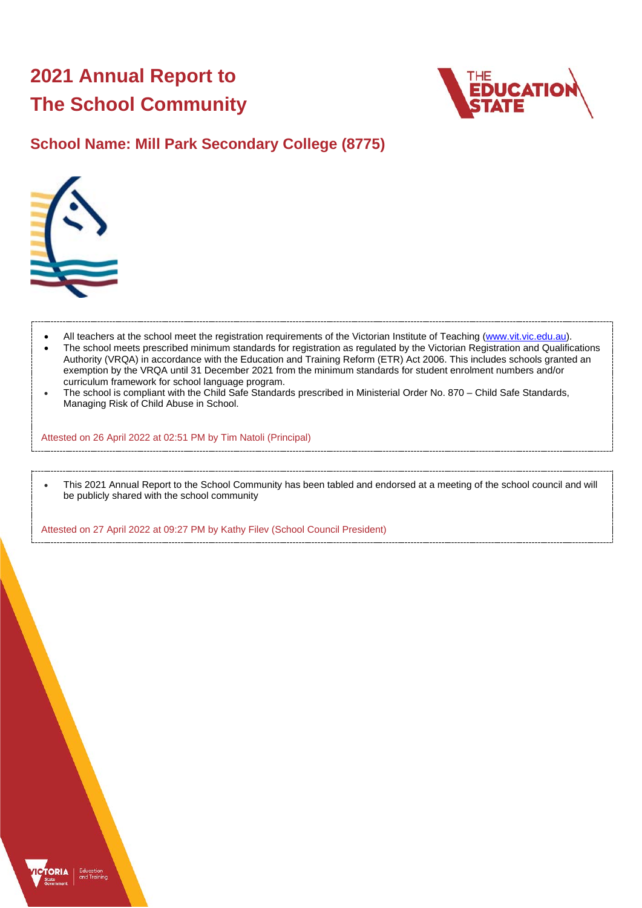# 2021 Annual Report to The School Community

## School Name: Mill Park Secondary College (8775)

- All teachers at the school meet the registration requirements of the Victorian Institute of Teaching (www.vit.vic.edu.au).
- The school meets prescribed minimum standards for registration as regulated by the Victorian Registration and Qualifications Authority (VRQA) in accordance with the Education and Training Reform (ETR) Act 2006. This includes schools granted an exemption by the VRQA until 31 December 2021 from the minimum standards for student enrolment numbers and/or curriculum framework for school language program.
- The school is compliant with the Child Safe Standards prescribed in Ministerial Order No. 870 – Child Safe Standards, Managing Risk of Child Abuse in School.

Attested on 26 April 2022 at 02:51 PM by Tim Natoli (Principal)

- This 2021 Annual Report to the School Community has been tabled and endorsed at a meeting of the school council and will be publicly shared with the school community

Attested on 27 April 2022 at 09:27 PM by Kathy Filev (School Council President)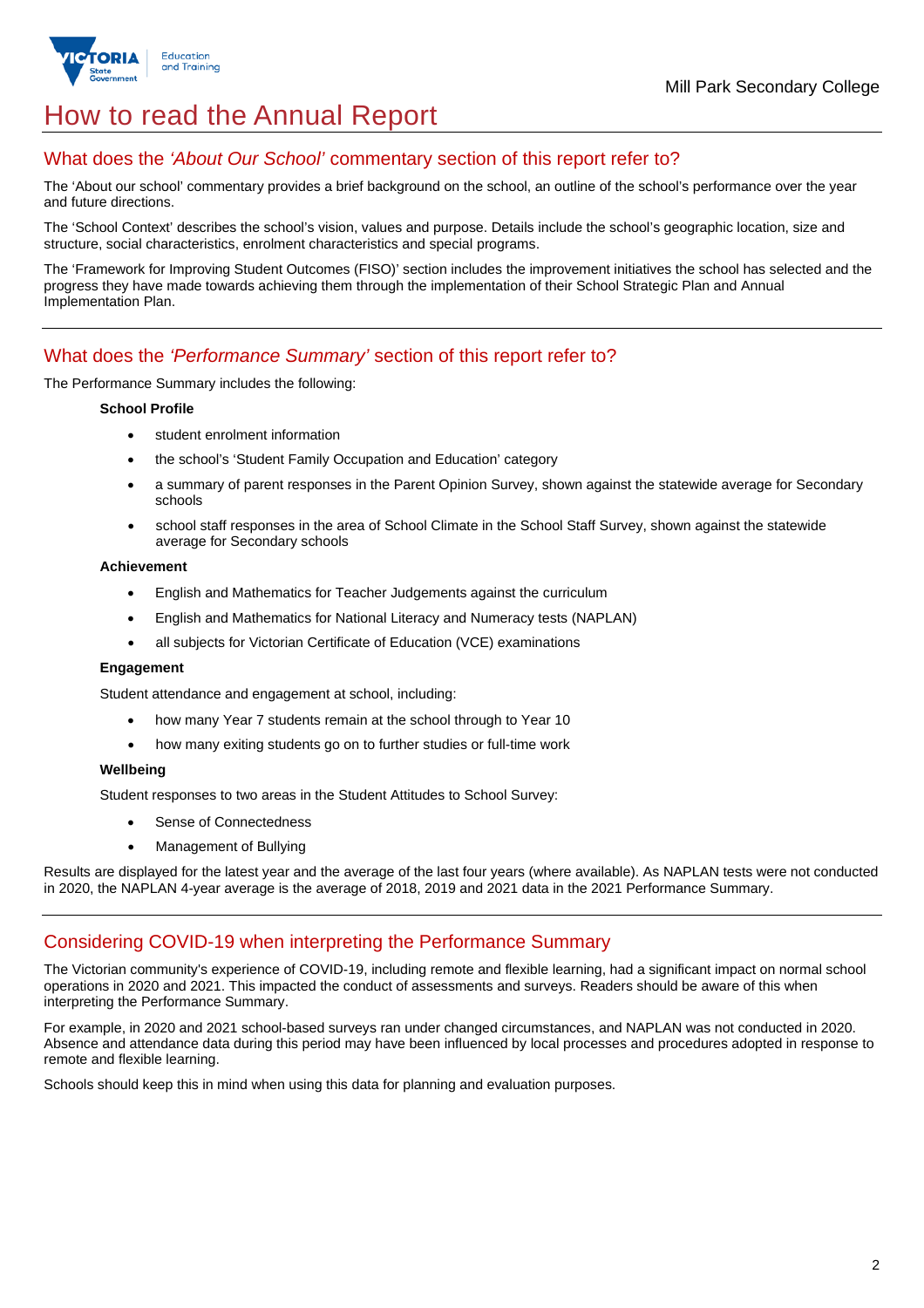# How to read the Annual Report

## What does the *'About Our School'* commentary section of this report refer to?

The 'About our school' commentary provides a brief background on the school, an outline of the school's performance over the year and future directions.

The 'School Context' describes the school's vision, values and purpose. Details include the school's geographic location, size and structure, social characteristics, enrolment characteristics and special programs.

The 'Framework for Improving Student Outcomes (FISO)' section includes the improvement initiatives the school has selected and the progress they have made towards achieving them through the implementation of their School Strategic Plan and Annual Implementation Plan.

## What does the *'Performance Summary'* section of this report refer to?

The Performance Summary includes the following:

**School Profile**

- student enrolment information
- the school's 'Student Family Occupation and Education' category
- a summary of parent responses in the Parent Opinion Survey, shown against the statewide average for Secondary schools
- school staff responses in the area of School Climate in the School Staff Survey, shown against the statewide average for Secondary schools

**Achievement**

- English and Mathematics for Teacher Judgements against the curriculum
- English and Mathematics for National Literacy and Numeracy tests (NAPLAN)
- all subjects for Victorian Certificate of Education (VCE) examinations

**Engagement**

Student attendance and engagement at school, including:

- how many Year 7 students remain at the school through to Year 10
- how many exiting students go on to further studies or full-time work

**Wellbeing**

Student responses to two areas in the Student Attitudes to School Survey:

- Sense of Connectedness
- Management of Bullying

Results are displayed for the latest year and the average of the last four years (where available). As NAPLAN tests were not conducted in 2020, the NAPLAN 4-year average is the average of 2018, 2019 and 2021 data in the 2021 Performance Summary.

## Considering COVID-19 when interpreting the Performance Summary

The Victorian community's experience of COVID-19, including remote and flexible learning, had a significant impact on normal school operations in 2020 and 2021. This impacted the conduct of assessments and surveys. Readers should be aware of this when interpreting the Performance Summary.

For example, in 2020 and 2021 school-based surveys ran under changed circumstances, and NAPLAN was not conducted in 2020. Absence and attendance data during this period may have been influenced by local processes and procedures adopted in response to remote and flexible learning.

Schools should keep this in mind when using this data for planning and evaluation purposes.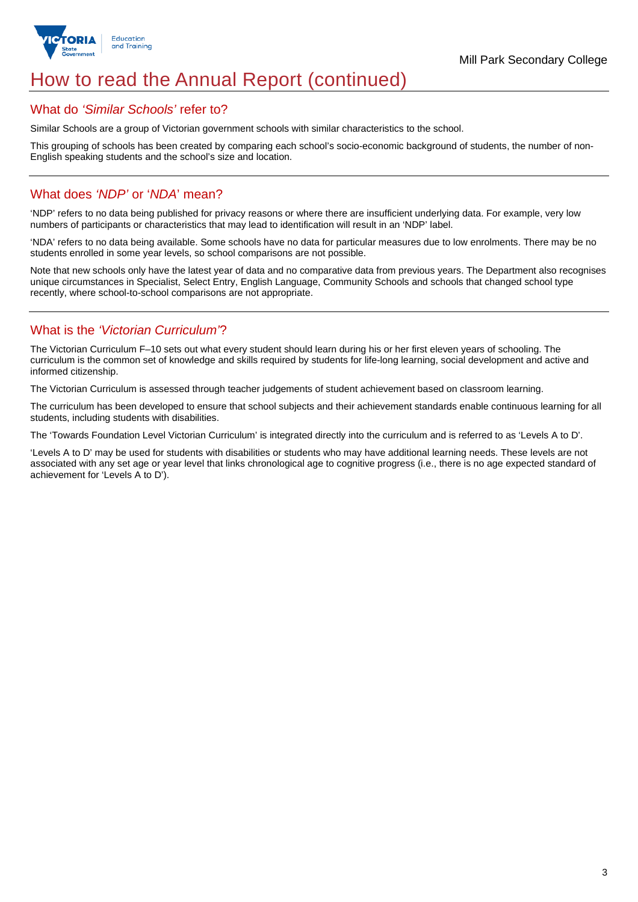# How to read the Annual Report (continued)

## What do *'Similar Schools'* refer to?

Similar Schools are a group of Victorian government schools with similar characteristics to the school.

This grouping of schools has been created by comparing each school's socio-economic background of students, the number of non-English speaking students and the school's size and location.

## What does *'NDP'* or '*NDA*' mean?

'NDP' refers to no data being published for privacy reasons or where there are insufficient underlying data. For example, very low numbers of participants or characteristics that may lead to identification will result in an 'NDP' label.

'NDA' refers to no data being available. Some schools have no data for particular measures due to low enrolments. There may be no students enrolled in some year levels, so school comparisons are not possible.

Note that new schools only have the latest year of data and no comparative data from previous years. The Department also recognises unique circumstances in Specialist, Select Entry, English Language, Community Schools and schools that changed school type recently, where school-to-school comparisons are not appropriate.

## What is the *'Victorian Curriculum'*?

The Victorian Curriculum F–10 sets out what every student should learn during his or her first eleven years of schooling. The curriculum is the common set of knowledge and skills required by students for life-long learning, social development and active and informed citizenship.

The Victorian Curriculum is assessed through teacher judgements of student achievement based on classroom learning.

The curriculum has been developed to ensure that school subjects and their achievement standards enable continuous learning for all students, including students with disabilities.

The 'Towards Foundation Level Victorian Curriculum' is integrated directly into the curriculum and is referred to as 'Levels A to D'.

'Levels A to D' may be used for students with disabilities or students who may have additional learning needs. These levels are not associated with any set age or year level that links chronological age to cognitive progress (i.e., there is no age expected standard of achievement for 'Levels A to D').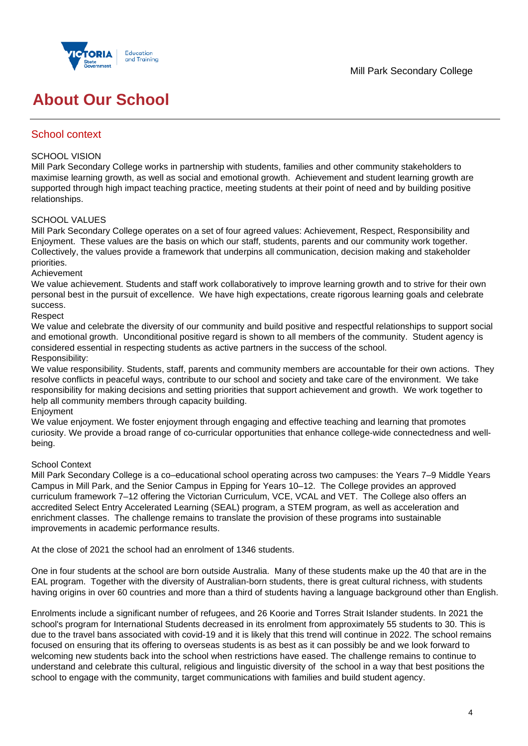# About Our School

## School context

SCHOOL VISION

Mill Park Secondary College works in partnership with students, families and other community stakeholders to maximise learning growth, as well as social and emotional growth. Achievement and student learning growth are supported through high impact teaching practice, meeting students at their point of need and by building positive relationships.

SCHOOL VALUES

Mill Park Secondary College operates on a set of four agreed values: Achievement, Respect, Responsibility and Enjoyment. These values are the basis on which our staff, students, parents and our community work together. Collectively, the values provide a framework that underpins all communication, decision making and stakeholder priorities.

Achievement

We value achievement. Students and staff work collaboratively to improve learning growth and to strive for their own personal best in the pursuit of excellence. We have high expectations, create rigorous learning goals and celebrate success.

Respect

We value and celebrate the diversity of our community and build positive and respectful relationships to support social and emotional growth. Unconditional positive regard is shown to all members of the community. Student agency is considered essential in respecting students as active partners in the success of the school.

Responsibility:

We value responsibility. Students, staff, parents and community members are accountable for their own actions. They resolve conflicts in peaceful ways, contribute to our school and society and take care of the environment. We take responsibility for making decisions and setting priorities that support achievement and growth. We work together to help all community members through capacity building.

Enjoyment

We value enjoyment. We foster enjoyment through engaging and effective teaching and learning that promotes curiosity. We provide a broad range of co-curricular opportunities that enhance college-wide connectedness and well-being.

School Context

Mill Park Secondary College is a co–educational school operating across two campuses: the Years 7–9 Middle Years Campus in Mill Park, and the Senior Campus in Epping for Years 10–12. The College provides an approved curriculum framework 7–12 offering the Victorian Curriculum, VCE, VCAL and VET. The College also offers an accredited Select Entry Accelerated Learning (SEAL) program, a STEM program, as well as acceleration and enrichment classes. The challenge remains to translate the provision of these programs into sustainable improvements in academic performance results.

At the close of 2021 the school had an enrolment of 1346 students.

One in four students at the school are born outside Australia. Many of these students make up the 40 that are in the EAL program. Together with the diversity of Australian-born students, there is great cultural richness, with students having origins in over 60 countries and more than a third of students having a language background other than English.

Enrolments include a significant number of refugees, and 26 Koorie and Torres Strait Islander students. In 2021 the school's program for International Students decreased in its enrolment from approximately 55 students to 30. This is due to the travel bans associated with covid-19 and it is likely that this trend will continue in 2022. The school remains focused on ensuring that its offering to overseas students is as best as it can possibly be and we look forward to welcoming new students back into the school when restrictions have eased. The challenge remains to continue to understand and celebrate this cultural, religious and linguistic diversity of the school in a way that best positions the school to engage with the community, target communications with families and build student agency.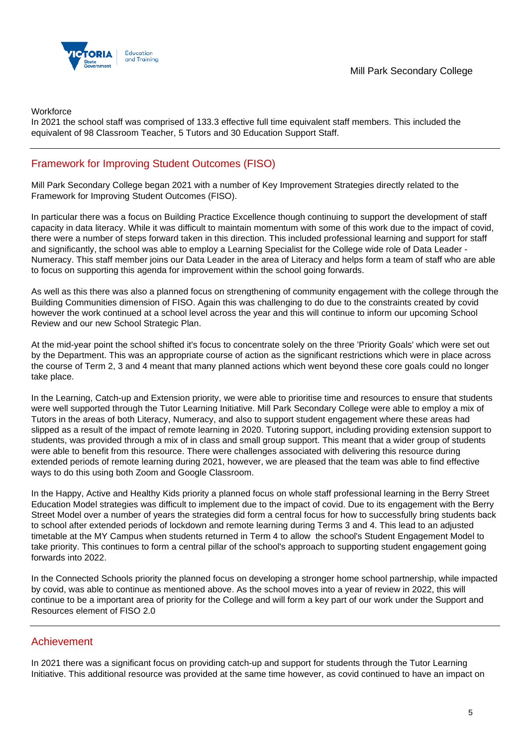Workforce

In 2021 the school staff was comprised of 133.3 effective full time equivalent staff members. This included the equivalent of 98 Classroom Teacher, 5 Tutors and 30 Education Support Staff.

## Framework for Improving Student Outcomes (FISO)

Mill Park Secondary College began 2021 with a number of Key Improvement Strategies directly related to the Framework for Improving Student Outcomes (FISO).

In particular there was a focus on Building Practice Excellence though continuing to support the development of staff capacity in data literacy. While it was difficult to maintain momentum with some of this work due to the impact of covid, there were a number of steps forward taken in this direction. This included professional learning and support for staff and significantly, the school was able to employ a Learning Specialist for the College wide role of Data Leader - Numeracy. This staff member joins our Data Leader in the area of Literacy and helps form a team of staff who are able to focus on supporting this agenda for improvement within the school going forwards.

As well as this there was also a planned focus on strengthening of community engagement with the college through the Building Communities dimension of FISO. Again this was challenging to do due to the constraints created by covid however the work continued at a school level across the year and this will continue to inform our upcoming School Review and our new School Strategic Plan.

At the mid-year point the school shifted it's focus to concentrate solely on the three 'Priority Goals' which were set out by the Department. This was an appropriate course of action as the significant restrictions which were in place across the course of Term 2, 3 and 4 meant that many planned actions which went beyond these core goals could no longer take place.

In the Learning, Catch-up and Extension priority, we were able to prioritise time and resources to ensure that students were well supported through the Tutor Learning Initiative. Mill Park Secondary College were able to employ a mix of Tutors in the areas of both Literacy, Numeracy, and also to support student engagement where these areas had slipped as a result of the impact of remote learning in 2020. Tutoring support, including providing extension support to students, was provided through a mix of in class and small group support. This meant that a wider group of students were able to benefit from this resource. There were challenges associated with delivering this resource during extended periods of remote learning during 2021, however, we are pleased that the team was able to find effective ways to do this using both Zoom and Google Classroom.

In the Happy, Active and Healthy Kids priority a planned focus on whole staff professional learning in the Berry Street Education Model strategies was difficult to implement due to the impact of covid. Due to its engagement with the Berry Street Model over a number of years the strategies did form a central focus for how to successfully bring students back to school after extended periods of lockdown and remote learning during Terms 3 and 4. This lead to an adjusted timetable at the MY Campus when students returned in Term 4 to allow the school's Student Engagement Model to take priority. This continues to form a central pillar of the school's approach to supporting student engagement going forwards into 2022.

In the Connected Schools priority the planned focus on developing a stronger home school partnership, while impacted by covid, was able to continue as mentioned above. As the school moves into a year of review in 2022, this will continue to be a important area of priority for the College and will form a key part of our work under the Support and Resources element of FISO 2.0

## Achievement

In 2021 there was a significant focus on providing catch-up and support for students through the Tutor Learning Initiative. This additional resource was provided at the same time however, as covid continued to have an impact on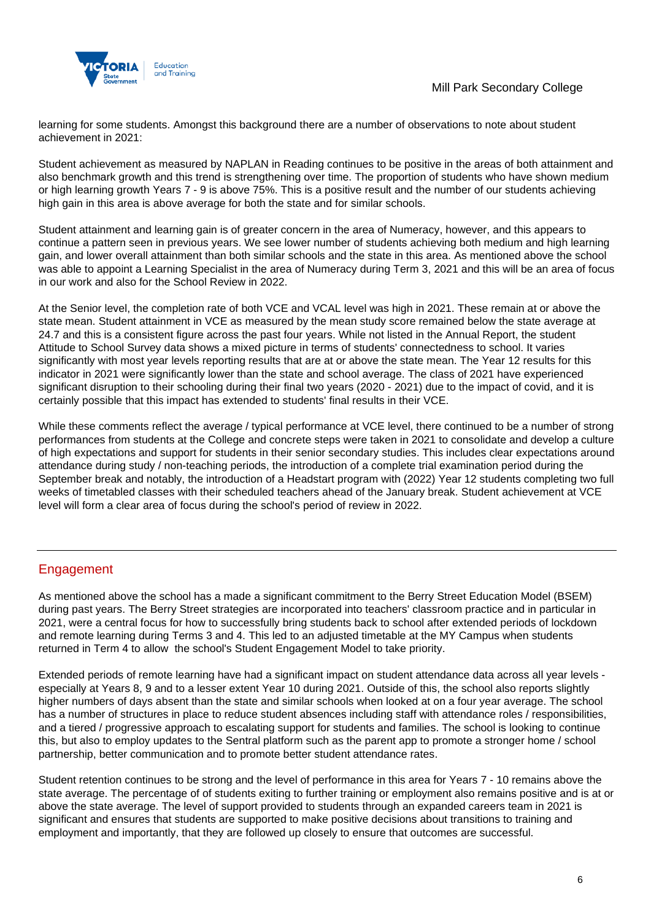learning for some students. Amongst this background there are a number of observations to note about student achievement in 2021:

Student achievement as measured by NAPLAN in Reading continues to be positive in the areas of both attainment and also benchmark growth and this trend is strengthening over time. The proportion of students who have shown medium or high learning growth Years 7 - 9 is above 75%. This is a positive result and the number of our students achieving high gain in this area is above average for both the state and for similar schools.

Student attainment and learning gain is of greater concern in the area of Numeracy, however, and this appears to continue a pattern seen in previous years. We see lower number of students achieving both medium and high learning gain, and lower overall attainment than both similar schools and the state in this area. As mentioned above the school was able to appoint a Learning Specialist in the area of Numeracy during Term 3, 2021 and this will be an area of focus in our work and also for the School Review in 2022.

At the Senior level, the completion rate of both VCE and VCAL level was high in 2021. These remain at or above the state mean. Student attainment in VCE as measured by the mean study score remained below the state average at 24.7 and this is a consistent figure across the past four years. While not listed in the Annual Report, the student Attitude to School Survey data shows a mixed picture in terms of students' connectedness to school. It varies significantly with most year levels reporting results that are at or above the state mean. The Year 12 results for this indicator in 2021 were significantly lower than the state and school average. The class of 2021 have experienced significant disruption to their schooling during their final two years (2020 - 2021) due to the impact of covid, and it is certainly possible that this impact has extended to students' final results in their VCE.

While these comments reflect the average / typical performance at VCE level, there continued to be a number of strong performances from students at the College and concrete steps were taken in 2021 to consolidate and develop a culture of high expectations and support for students in their senior secondary studies. This includes clear expectations around attendance during study / non-teaching periods, the introduction of a complete trial examination period during the September break and notably, the introduction of a Headstart program with (2022) Year 12 students completing two full weeks of timetabled classes with their scheduled teachers ahead of the January break. Student achievement at VCE level will form a clear area of focus during the school's period of review in 2022.

## Engagement

As mentioned above the school has a made a significant commitment to the Berry Street Education Model (BSEM) during past years. The Berry Street strategies are incorporated into teachers' classroom practice and in particular in 2021, were a central focus for how to successfully bring students back to school after extended periods of lockdown and remote learning during Terms 3 and 4. This led to an adjusted timetable at the MY Campus when students returned in Term 4 to allow the school's Student Engagement Model to take priority.

Extended periods of remote learning have had a significant impact on student attendance data across all year levels - especially at Years 8, 9 and to a lesser extent Year 10 during 2021. Outside of this, the school also reports slightly higher numbers of days absent than the state and similar schools when looked at on a four year average. The school has a number of structures in place to reduce student absences including staff with attendance roles / responsibilities, and a tiered / progressive approach to escalating support for students and families. The school is looking to continue this, but also to employ updates to the Sentral platform such as the parent app to promote a stronger home / school partnership, better communication and to promote better student attendance rates.

Student retention continues to be strong and the level of performance in this area for Years 7 - 10 remains above the state average. The percentage of of students exiting to further training or employment also remains positive and is at or above the state average. The level of support provided to students through an expanded careers team in 2021 is significant and ensures that students are supported to make positive decisions about transitions to training and employment and importantly, that they are followed up closely to ensure that outcomes are successful.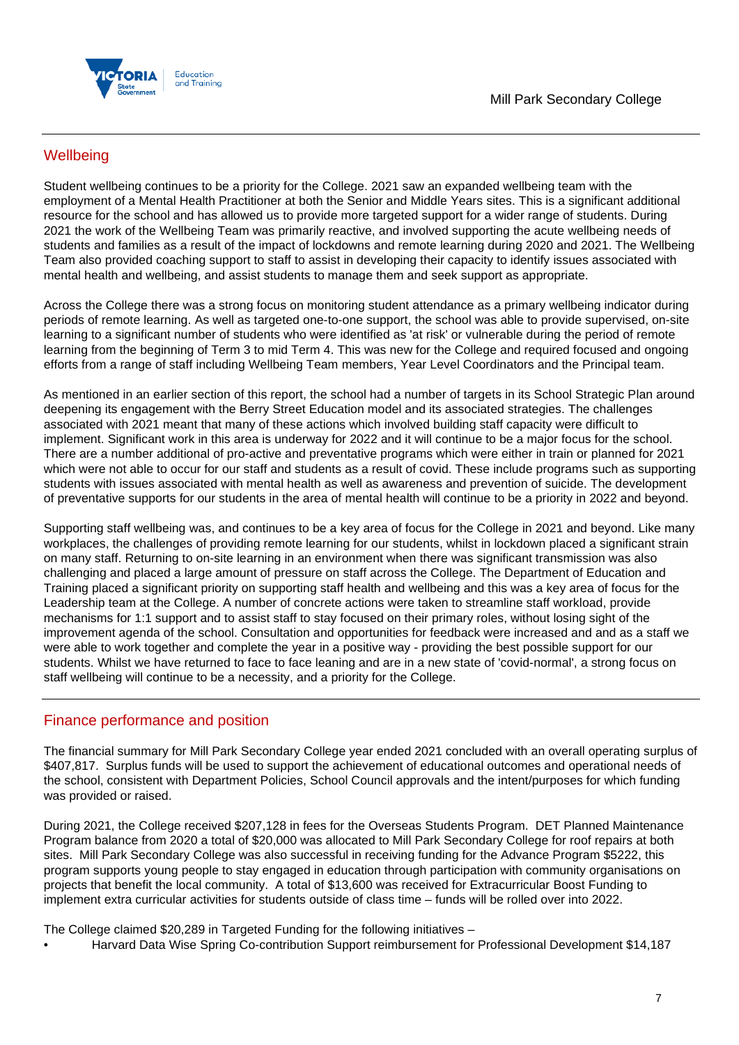## Wellbeing

Student wellbeing continues to be a priority for the College. 2021 saw an expanded wellbeing team with the employment of a Mental Health Practitioner at both the Senior and Middle Years sites. This is a significant additional resource for the school and has allowed us to provide more targeted support for a wider range of students. During 2021 the work of the Wellbeing Team was primarily reactive, and involved supporting the acute wellbeing needs of students and families as a result of the impact of lockdowns and remote learning during 2020 and 2021. The Wellbeing Team also provided coaching support to staff to assist in developing their capacity to identify issues associated with mental health and wellbeing, and assist students to manage them and seek support as appropriate.

Across the College there was a strong focus on monitoring student attendance as a primary wellbeing indicator during periods of remote learning. As well as targeted one-to-one support, the school was able to provide supervised, on-site learning to a significant number of students who were identified as 'at risk' or vulnerable during the period of remote learning from the beginning of Term 3 to mid Term 4. This was new for the College and required focused and ongoing efforts from a range of staff including Wellbeing Team members, Year Level Coordinators and the Principal team.

As mentioned in an earlier section of this report, the school had a number of targets in its School Strategic Plan around deepening its engagement with the Berry Street Education model and its associated strategies. The challenges associated with 2021 meant that many of these actions which involved building staff capacity were difficult to implement. Significant work in this area is underway for 2022 and it will continue to be a major focus for the school. There are a number additional of pro-active and preventative programs which were either in train or planned for 2021 which were not able to occur for our staff and students as a result of covid. These include programs such as supporting students with issues associated with mental health as well as awareness and prevention of suicide. The development of preventative supports for our students in the area of mental health will continue to be a priority in 2022 and beyond.

Supporting staff wellbeing was, and continues to be a key area of focus for the College in 2021 and beyond. Like many workplaces, the challenges of providing remote learning for our students, whilst in lockdown placed a significant strain on many staff. Returning to on-site learning in an environment when there was significant transmission was also challenging and placed a large amount of pressure on staff across the College. The Department of Education and Training placed a significant priority on supporting staff health and wellbeing and this was a key area of focus for the Leadership team at the College. A number of concrete actions were taken to streamline staff workload, provide mechanisms for 1:1 support and to assist staff to stay focused on their primary roles, without losing sight of the improvement agenda of the school. Consultation and opportunities for feedback were increased and and as a staff we were able to work together and complete the year in a positive way - providing the best possible support for our students. Whilst we have returned to face to face leaning and are in a new state of 'covid-normal', a strong focus on staff wellbeing will continue to be a necessity, and a priority for the College.

## Finance performance and position

The financial summary for Mill Park Secondary College year ended 2021 concluded with an overall operating surplus of $407,817. Surplus funds will be used to support the achievement of educational outcomes and operational needs of the school, consistent with Department Policies, School Council approvals and the intent/purposes for which funding was provided or raised.

During 2021, the College received $207,128 in fees for the Overseas Students Program. DET Planned Maintenance Program balance from 2020 a total of $20,000 was allocated to Mill Park Secondary College for roof repairs at both sites. Mill Park Secondary College was also successful in receiving funding for the Advance Program $5222, this program supports young people to stay engaged in education through participation with community organisations on projects that benefit the local community. A total of $13,600 was received for Extracurricular Boost Funding to implement extra curricular activities for students outside of class time – funds will be rolled over into 2022.

The College claimed $20,289 in Targeted Funding for the following initiatives –

- Harvard Data Wise Spring Co-contribution Support reimbursement for Professional Development $14,187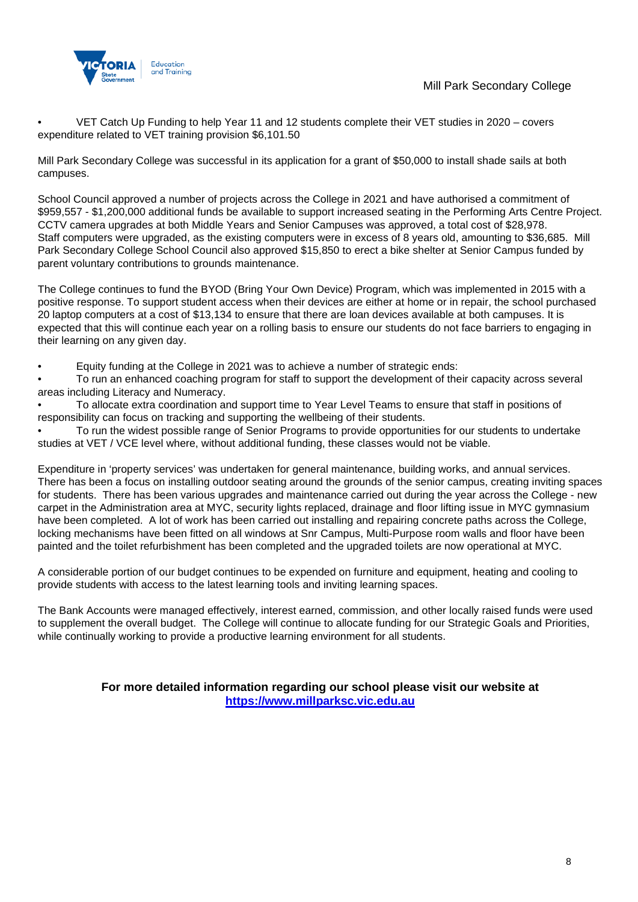- VET Catch Up Funding to help Year 11 and 12 students complete their VET studies in 2020 – covers expenditure related to VET training provision $6,101.50

Mill Park Secondary College was successful in its application for a grant of $50,000 to install shade sails at both campuses.

School Council approved a number of projects across the College in 2021 and have authorised a commitment of $959,557 - $1,200,000 additional funds be available to support increased seating in the Performing Arts Centre Project. CCTV camera upgrades at both Middle Years and Senior Campuses was approved, a total cost of $28,978. Staff computers were upgraded, as the existing computers were in excess of 8 years old, amounting to $36,685. Mill Park Secondary College School Council also approved $15,850 to erect a bike shelter at Senior Campus funded by parent voluntary contributions to grounds maintenance.

The College continues to fund the BYOD (Bring Your Own Device) Program, which was implemented in 2015 with a positive response. To support student access when their devices are either at home or in repair, the school purchased 20 laptop computers at a cost of $13,134 to ensure that there are loan devices available at both campuses. It is expected that this will continue each year on a rolling basis to ensure our students do not face barriers to engaging in their learning on any given day.

- Equity funding at the College in 2021 was to achieve a number of strategic ends:
- To run an enhanced coaching program for staff to support the development of their capacity across several areas including Literacy and Numeracy.
- To allocate extra coordination and support time to Year Level Teams to ensure that staff in positions of responsibility can focus on tracking and supporting the wellbeing of their students.
- To run the widest possible range of Senior Programs to provide opportunities for our students to undertake studies at VET / VCE level where, without additional funding, these classes would not be viable.

Expenditure in 'property services' was undertaken for general maintenance, building works, and annual services. There has been a focus on installing outdoor seating around the grounds of the senior campus, creating inviting spaces for students. There has been various upgrades and maintenance carried out during the year across the College - new carpet in the Administration area at MYC, security lights replaced, drainage and floor lifting issue in MYC gymnasium have been completed. A lot of work has been carried out installing and repairing concrete paths across the College, locking mechanisms have been fitted on all windows at Snr Campus, Multi-Purpose room walls and floor have been painted and the toilet refurbishment has been completed and the upgraded toilets are now operational at MYC.

A considerable portion of our budget continues to be expended on furniture and equipment, heating and cooling to provide students with access to the latest learning tools and inviting learning spaces.

The Bank Accounts were managed effectively, interest earned, commission, and other locally raised funds were used to supplement the overall budget. The College will continue to allocate funding for our Strategic Goals and Priorities, while continually working to provide a productive learning environment for all students.

**For more detailed information regarding our school please visit our website at [https://www.millparksc.vic.edu.au](https://www.millparksc.vic.edu.au)**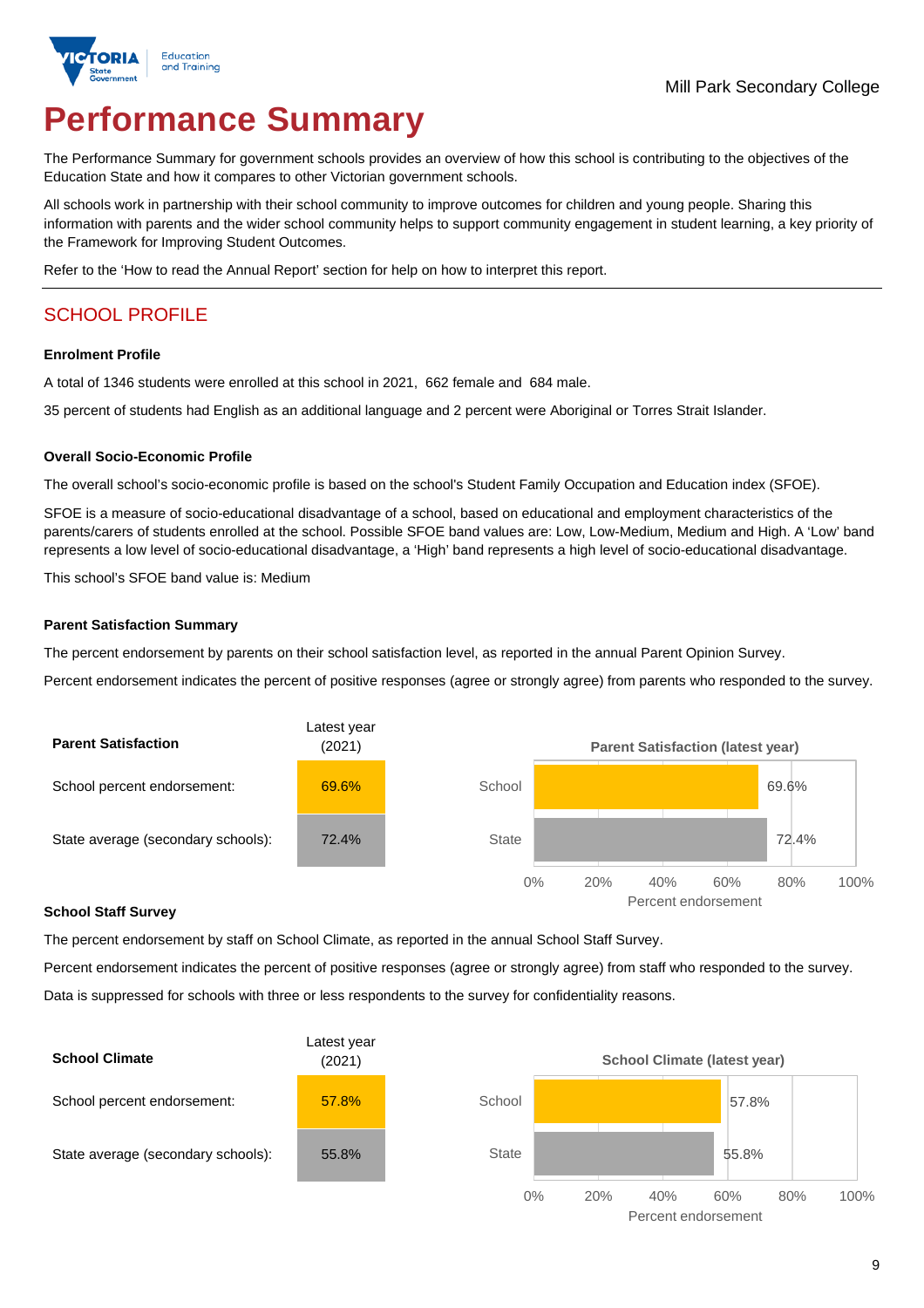Mill Park Secondary College

# Performance Summary

The Performance Summary for government schools provides an overview of how this school is contributing to the objectives of the Education State and how it compares to other Victorian government schools.

All schools work in partnership with their school community to improve outcomes for children and young people. Sharing this information with parents and the wider school community helps to support community engagement in student learning, a key priority of the Framework for Improving Student Outcomes.

Refer to the 'How to read the Annual Report' section for help on how to interpret this report.

## SCHOOL PROFILE

### Enrolment Profile

A total of 1346 students were enrolled at this school in 2021, 662 female and 684 male.

35 percent of students had English as an additional language and 2 percent were Aboriginal or Torres Strait Islander.

### Overall Socio-Economic Profile

The overall school's socio-economic profile is based on the school's Student Family Occupation and Education index (SFOE).

SFOE is a measure of socio-educational disadvantage of a school, based on educational and employment characteristics of the parents/carers of students enrolled at the school. Possible SFOE band values are: Low, Low-Medium, Medium and High. A 'Low' band represents a low level of socio-educational disadvantage, a 'High' band represents a high level of socio-educational disadvantage.

This school's SFOE band value is: Medium

### Parent Satisfaction Summary

The percent endorsement by parents on their school satisfaction level, as reported in the annual Parent Opinion Survey.

Percent endorsement indicates the percent of positive responses (agree or strongly agree) from parents who responded to the survey.

| Parent Satisfaction | Latest year (2021) |
|---|---|
| School percent endorsement: | 69.6% |
| State average (secondary schools): | 72.4% |

### School Staff Survey

The percent endorsement by staff on School Climate, as reported in the annual School Staff Survey.

Percent endorsement indicates the percent of positive responses (agree or strongly agree) from staff who responded to the survey.

Data is suppressed for schools with three or less respondents to the survey for confidentiality reasons.

| School Climate | Latest year (2021) |
|---|---|
| School percent endorsement: | 57.8% |
| State average (secondary schools): | 55.8% |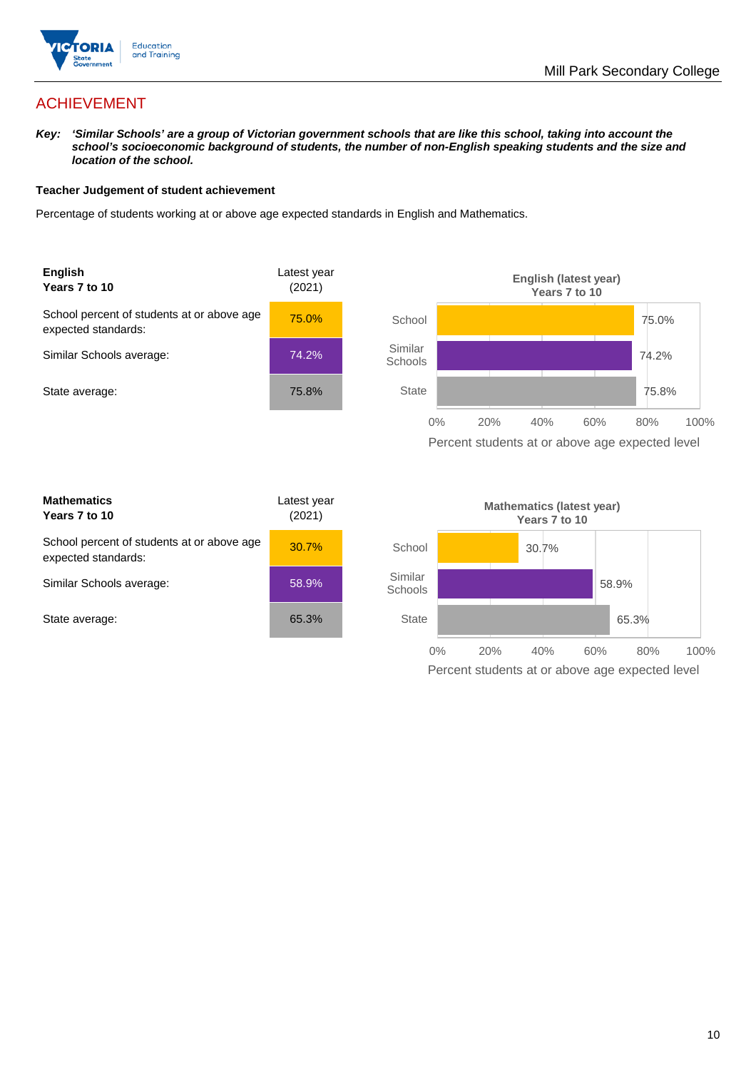# ACHIEVEMENT

***Key:** 'Similar Schools' are a group of Victorian government schools that are like this school, taking into account the school's socioeconomic background of students, the number of non-English speaking students and the size and location of the school.*

**Teacher Judgement of student achievement**

Percentage of students working at or above age expected standards in English and Mathematics.

| **English Years 7 to 10** | Latest year (2021) |
|---|---|
| School percent of students at or above age expected standards: | 75.0% |
| Similar Schools average: | 74.2% |
| State average: | 75.8% |

**English (latest year) Years 7 to 10**

| | Percent students at or above age expected level |
|---|---|
| School | 75.0% |
| Similar Schools | 74.2% |
| State | 75.8% |

| **Mathematics Years 7 to 10** | Latest year (2021) |
|---|---|
| School percent of students at or above age expected standards: | 30.7% |
| Similar Schools average: | 58.9% |
| State average: | 65.3% |

**Mathematics (latest year) Years 7 to 10**

| | Percent students at or above age expected level |
|---|---|
| School | 30.7% |
| Similar Schools | 58.9% |
| State | 65.3% |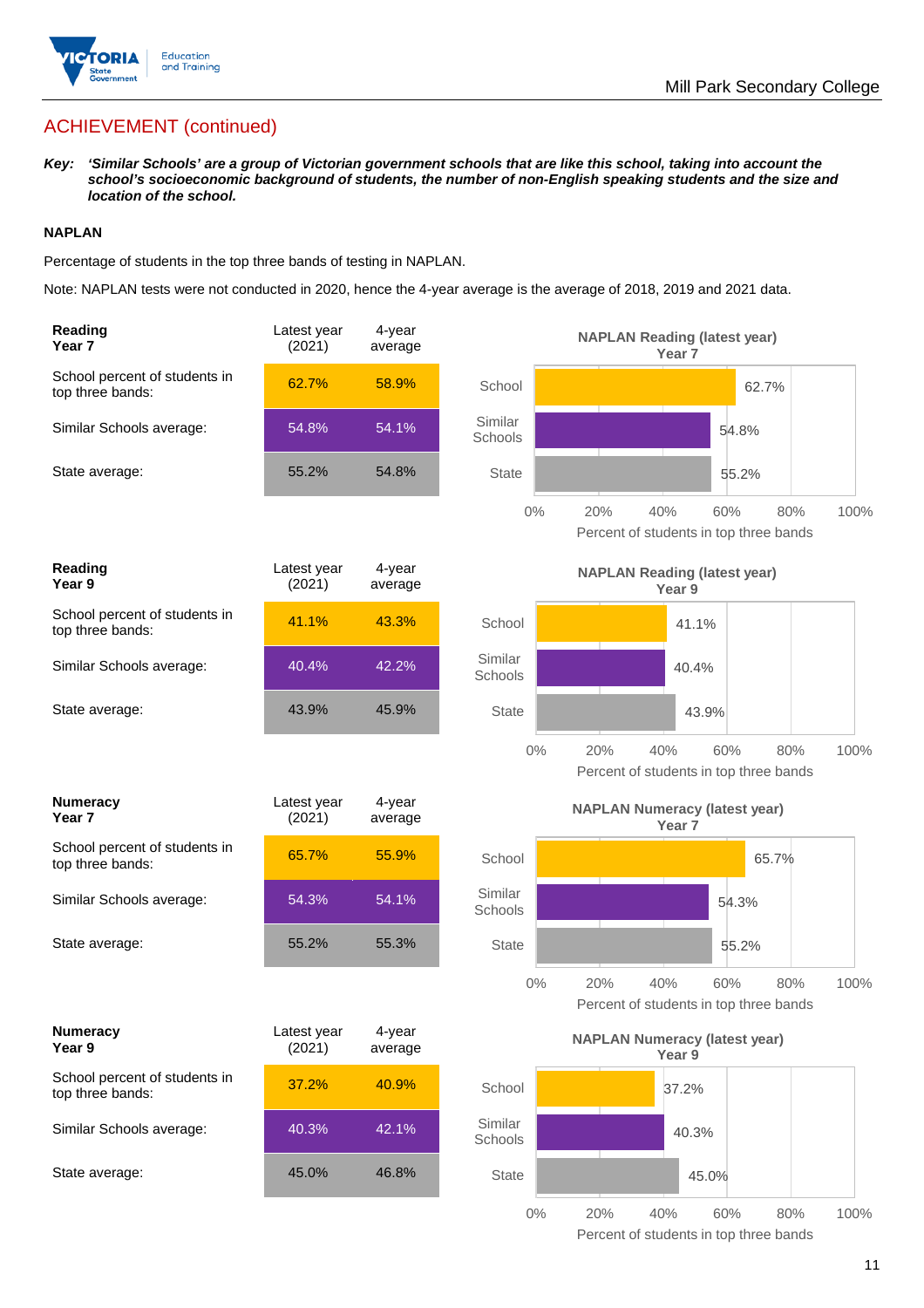## ACHIEVEMENT (continued)

***Key:** 'Similar Schools' are a group of Victorian government schools that are like this school, taking into account the school's socioeconomic background of students, the number of non-English speaking students and the size and location of the school.*

**NAPLAN**

Percentage of students in the top three bands of testing in NAPLAN.

Note: NAPLAN tests were not conducted in 2020, hence the 4-year average is the average of 2018, 2019 and 2021 data.

| **Reading Year 7** | Latest year (2021) | 4-year average |
|---|---|---|
| School percent of students in top three bands: | 62.7% | 58.9% |
| Similar Schools average: | 54.8% | 54.1% |
| State average: | 55.2% | 54.8% |

**NAPLAN Reading (latest year) Year 7**

| | Percent of students in top three bands |
|---|---|
| School | 62.7% |
| Similar Schools | 54.8% |
| State | 55.2% |

| **Reading Year 9** | Latest year (2021) | 4-year average |
|---|---|---|
| School percent of students in top three bands: | 41.1% | 43.3% |
| Similar Schools average: | 40.4% | 42.2% |
| State average: | 43.9% | 45.9% |

**NAPLAN Reading (latest year) Year 9**

| | Percent of students in top three bands |
|---|---|
| School | 41.1% |
| Similar Schools | 40.4% |
| State | 43.9% |

| **Numeracy Year 7** | Latest year (2021) | 4-year average |
|---|---|---|
| School percent of students in top three bands: | 65.7% | 55.9% |
| Similar Schools average: | 54.3% | 54.1% |
| State average: | 55.2% | 55.3% |

**NAPLAN Numeracy (latest year) Year 7**

| | Percent of students in top three bands |
|---|---|
| School | 65.7% |
| Similar Schools | 54.3% |
| State | 55.2% |

| **Numeracy Year 9** | Latest year (2021) | 4-year average |
|---|---|---|
| School percent of students in top three bands: | 37.2% | 40.9% |
| Similar Schools average: | 40.3% | 42.1% |
| State average: | 45.0% | 46.8% |

**NAPLAN Numeracy (latest year) Year 9**

| | Percent of students in top three bands |
|---|---|
| School | 37.2% |
| Similar Schools | 40.3% |
| State | 45.0% |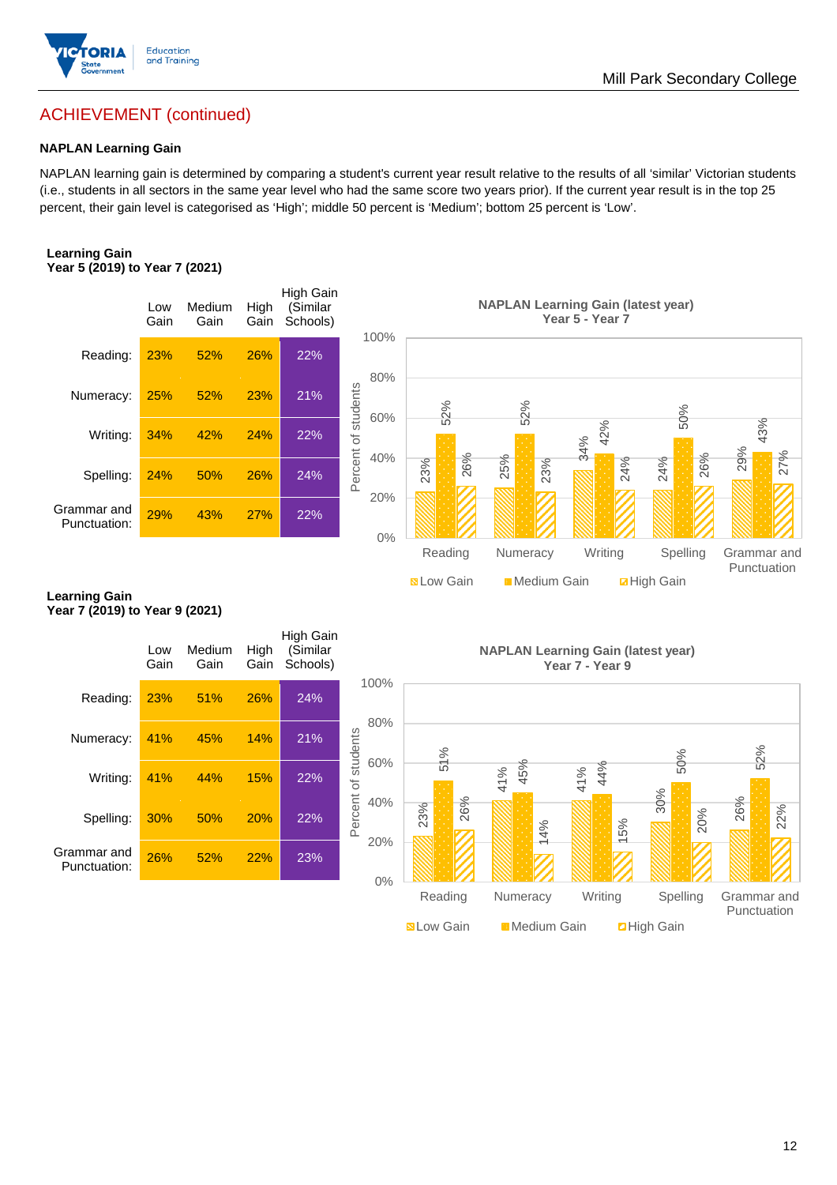## ACHIEVEMENT (continued)

### NAPLAN Learning Gain

NAPLAN learning gain is determined by comparing a student's current year result relative to the results of all 'similar' Victorian students (i.e., students in all sectors in the same year level who had the same score two years prior). If the current year result is in the top 25 percent, their gain level is categorised as 'High'; middle 50 percent is 'Medium'; bottom 25 percent is 'Low'.

**Learning Gain**
**Year 5 (2019) to Year 7 (2021)**

| | Low Gain | Medium Gain | High Gain | High Gain (Similar Schools) |
|---|---|---|---|---|
| Reading: | 23% | 52% | 26% | 22% |
| Numeracy: | 25% | 52% | 23% | 21% |
| Writing: | 34% | 42% | 24% | 22% |
| Spelling: | 24% | 50% | 26% | 24% |
| Grammar and Punctuation: | 29% | 43% | 27% | 22% |

**NAPLAN Learning Gain (latest year)**
**Year 5 - Year 7**

| | Low Gain | Medium Gain | High Gain |
|---|---|---|---|
| Reading | 23% | 52% | 26% |
| Numeracy | 25% | 52% | 23% |
| Writing | 34% | 42% | 24% |
| Spelling | 24% | 50% | 26% |
| Grammar and Punctuation | 29% | 43% | 27% |

**Learning Gain**
**Year 7 (2019) to Year 9 (2021)**

| | Low Gain | Medium Gain | High Gain | High Gain (Similar Schools) |
|---|---|---|---|---|
| Reading: | 23% | 51% | 26% | 24% |
| Numeracy: | 41% | 45% | 14% | 21% |
| Writing: | 41% | 44% | 15% | 22% |
| Spelling: | 30% | 50% | 20% | 22% |
| Grammar and Punctuation: | 26% | 52% | 22% | 23% |

**NAPLAN Learning Gain (latest year)**
**Year 7 - Year 9**

| | Low Gain | Medium Gain | High Gain |
|---|---|---|---|
| Reading | 23% | 51% | 26% |
| Numeracy | 41% | 45% | 14% |
| Writing | 41% | 44% | 15% |
| Spelling | 30% | 50% | 20% |
| Grammar and Punctuation | 26% | 52% | 22% |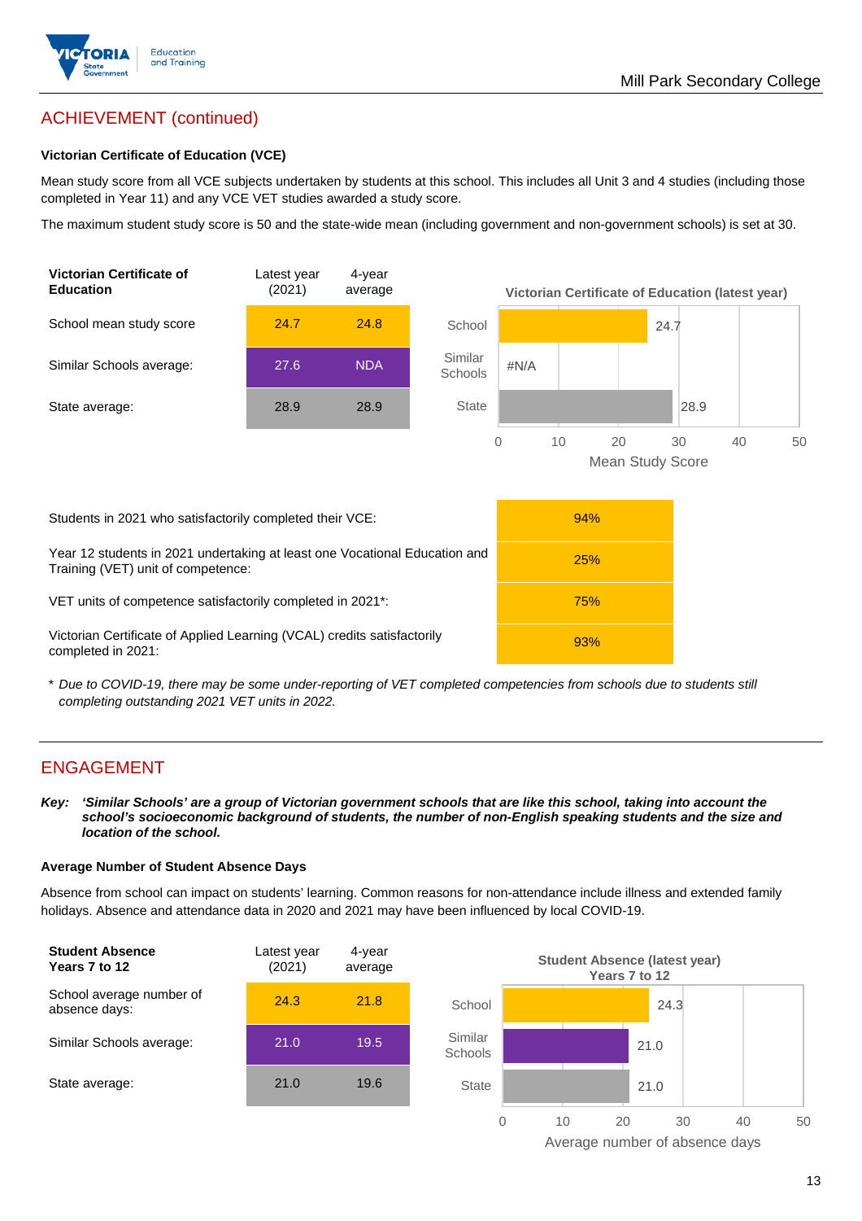## ACHIEVEMENT (continued)

### Victorian Certificate of Education (VCE)

Mean study score from all VCE subjects undertaken by students at this school. This includes all Unit 3 and 4 studies (including those completed in Year 11) and any VCE VET studies awarded a study score.

The maximum student study score is 50 and the state-wide mean (including government and non-government schools) is set at 30.

| Victorian Certificate of Education | Latest year (2021) | 4-year average |
|---|---|---|
| School mean study score | 24.7 | 24.8 |
| Similar Schools average: | 27.6 | NDA |
| State average: | 28.9 | 28.9 |

**Victorian Certificate of Education (latest year)**

| | Mean Study Score |
|---|---|
| School | 24.7 |
| Similar Schools | #N/A |
| State | 28.9 |

| | |
|---|---|
| Students in 2021 who satisfactorily completed their VCE: | 94% |
| Year 12 students in 2021 undertaking at least one Vocational Education and Training (VET) unit of competence: | 25% |
| VET units of competence satisfactorily completed in 2021*: | 75% |
| Victorian Certificate of Applied Learning (VCAL) credits satisfactorily completed in 2021: | 93% |

* *Due to COVID-19, there may be some under-reporting of VET completed competencies from schools due to students still completing outstanding 2021 VET units in 2022.*

## ENGAGEMENT

***Key: 'Similar Schools' are a group of Victorian government schools that are like this school, taking into account the school's socioeconomic background of students, the number of non-English speaking students and the size and location of the school.***

### Average Number of Student Absence Days

Absence from school can impact on students' learning. Common reasons for non-attendance include illness and extended family holidays. Absence and attendance data in 2020 and 2021 may have been influenced by local COVID-19.

| Student Absence Years 7 to 12 | Latest year (2021) | 4-year average |
|---|---|---|
| School average number of absence days: | 24.3 | 21.8 |
| Similar Schools average: | 21.0 | 19.5 |
| State average: | 21.0 | 19.6 |

**Student Absence (latest year) Years 7 to 12**

| | Average number of absence days |
|---|---|
| School | 24.3 |
| Similar Schools | 21.0 |
| State | 21.0 |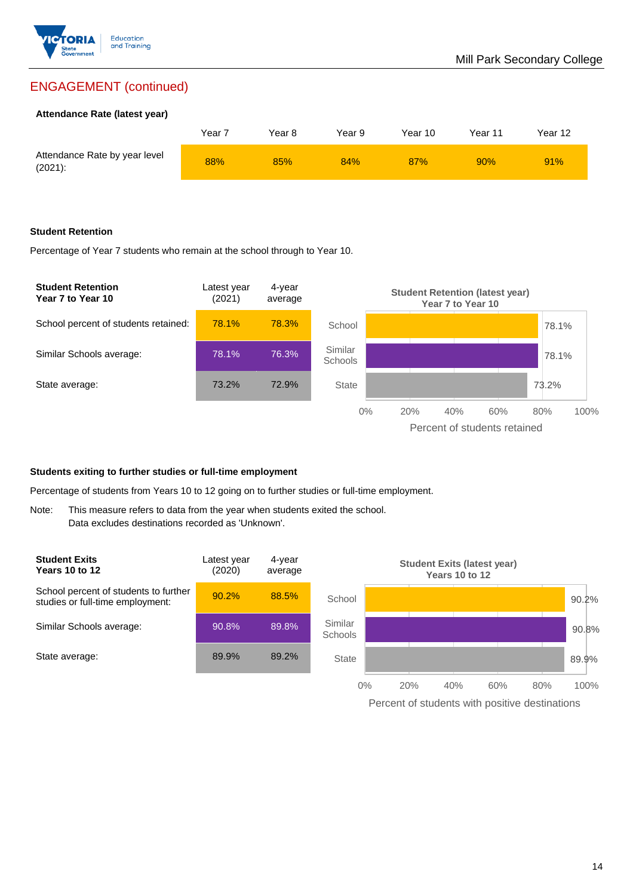## ENGAGEMENT (continued)

**Attendance Rate (latest year)**

| | Year 7 | Year 8 | Year 9 | Year 10 | Year 11 | Year 12 |
|---|---|---|---|---|---|---|
| Attendance Rate by year level (2021): | 88% | 85% | 84% | 87% | 90% | 91% |

**Student Retention**

Percentage of Year 7 students who remain at the school through to Year 10.

| **Student Retention Year 7 to Year 10** | Latest year (2021) | 4-year average |
|---|---|---|
| School percent of students retained: | 78.1% | 78.3% |
| Similar Schools average: | 78.1% | 76.3% |
| State average: | 73.2% | 72.9% |

**Student Retention (latest year) Year 7 to Year 10**

| | Percent of students retained |
|---|---|
| School | 78.1% |
| Similar Schools | 78.1% |
| State | 73.2% |

**Students exiting to further studies or full-time employment**

Percentage of students from Years 10 to 12 going on to further studies or full-time employment.

Note: This measure refers to data from the year when students exited the school. Data excludes destinations recorded as 'Unknown'.

| **Student Exits Years 10 to 12** | Latest year (2020) | 4-year average |
|---|---|---|
| School percent of students to further studies or full-time employment: | 90.2% | 88.5% |
| Similar Schools average: | 90.8% | 89.8% |
| State average: | 89.9% | 89.2% |

**Student Exits (latest year) Years 10 to 12**

| | Percent of students with positive destinations |
|---|---|
| School | 90.2% |
| Similar Schools | 90.8% |
| State | 89.9% |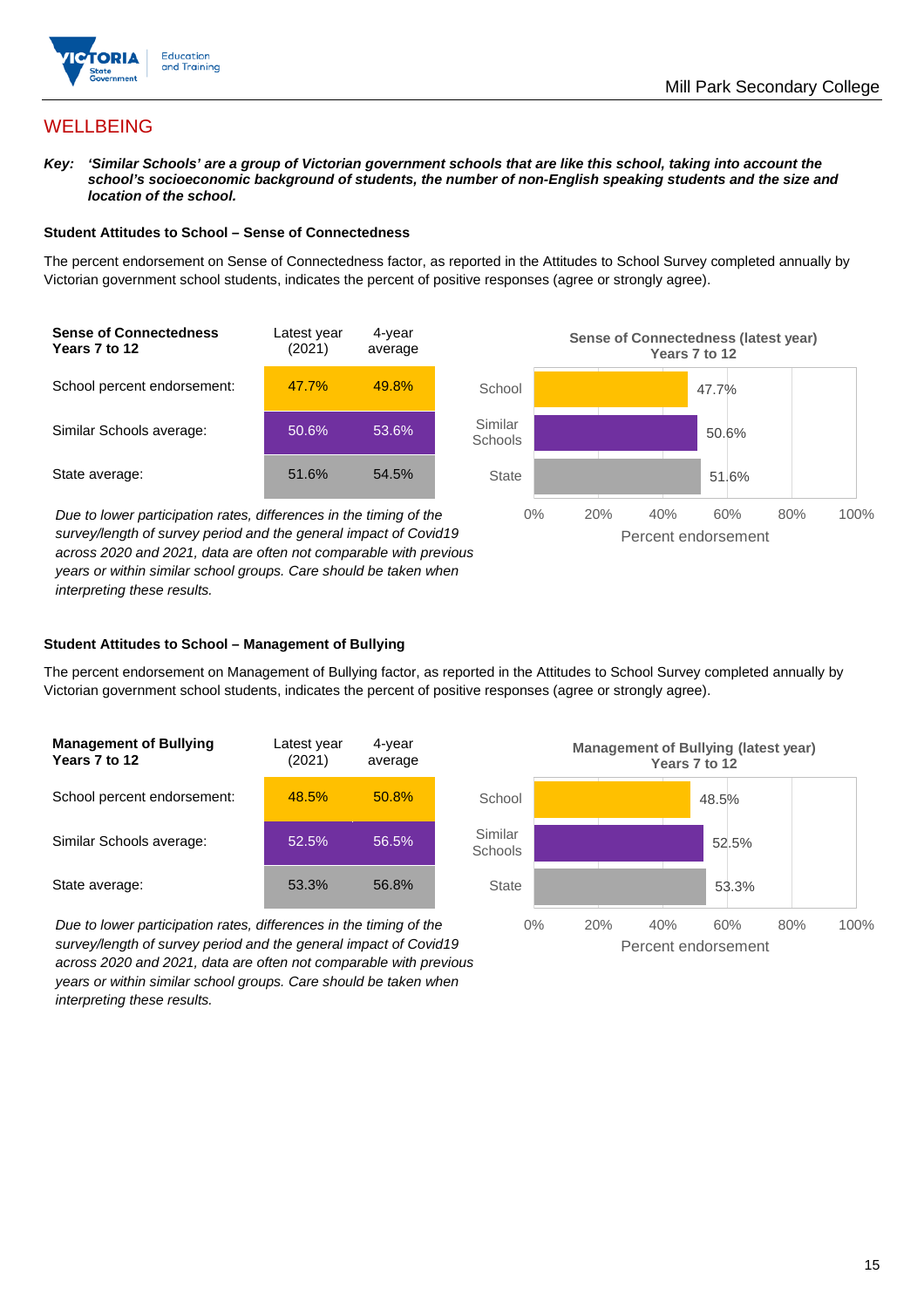## WELLBEING

***Key:** 'Similar Schools' are a group of Victorian government schools that are like this school, taking into account the school's socioeconomic background of students, the number of non-English speaking students and the size and location of the school.*

### Student Attitudes to School – Sense of Connectedness

The percent endorsement on Sense of Connectedness factor, as reported in the Attitudes to School Survey completed annually by Victorian government school students, indicates the percent of positive responses (agree or strongly agree).

| Sense of Connectedness Years 7 to 12 | Latest year (2021) | 4-year average |
|---|---|---|
| School percent endorsement: | 47.7% | 49.8% |
| Similar Schools average: | 50.6% | 53.6% |
| State average: | 51.6% | 54.5% |

*Due to lower participation rates, differences in the timing of the survey/length of survey period and the general impact of Covid19 across 2020 and 2021, data are often not comparable with previous years or within similar school groups. Care should be taken when interpreting these results.*

**Sense of Connectedness (latest year) Years 7 to 12**

| | Percent endorsement |
|---|---|
| School | 47.7% |
| Similar Schools | 50.6% |
| State | 51.6% |

### Student Attitudes to School – Management of Bullying

The percent endorsement on Management of Bullying factor, as reported in the Attitudes to School Survey completed annually by Victorian government school students, indicates the percent of positive responses (agree or strongly agree).

| Management of Bullying Years 7 to 12 | Latest year (2021) | 4-year average |
|---|---|---|
| School percent endorsement: | 48.5% | 50.8% |
| Similar Schools average: | 52.5% | 56.5% |
| State average: | 53.3% | 56.8% |

*Due to lower participation rates, differences in the timing of the survey/length of survey period and the general impact of Covid19 across 2020 and 2021, data are often not comparable with previous years or within similar school groups. Care should be taken when interpreting these results.*

**Management of Bullying (latest year) Years 7 to 12**

| | Percent endorsement |
|---|---|
| School | 48.5% |
| Similar Schools | 52.5% |
| State | 53.3% |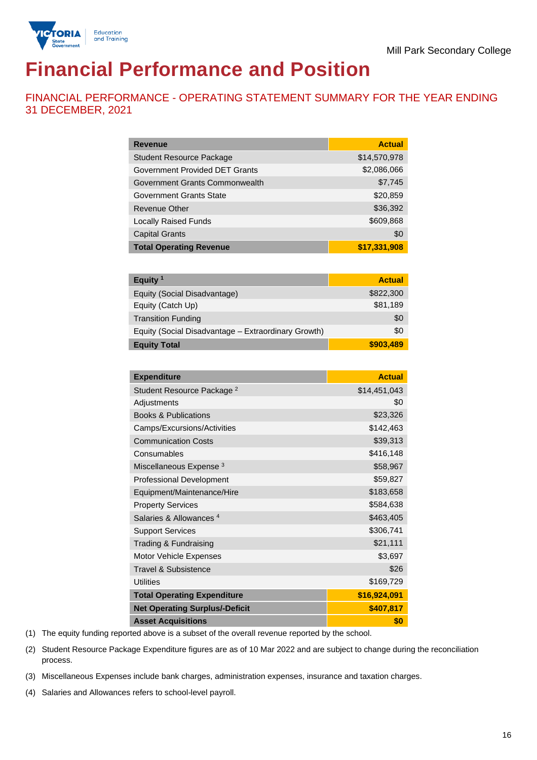Mill Park Secondary College

# Financial Performance and Position

## FINANCIAL PERFORMANCE - OPERATING STATEMENT SUMMARY FOR THE YEAR ENDING 31 DECEMBER, 2021

| Revenue | Actual |
|---|---|
| Student Resource Package | $14,570,978 |
| Government Provided DET Grants | $2,086,066 |
| Government Grants Commonwealth | $7,745 |
| Government Grants State | $20,859 |
| Revenue Other | $36,392 |
| Locally Raised Funds | $609,868 |
| Capital Grants | $0 |
| **Total Operating Revenue** | **$17,331,908** |

| Equity [1] | Actual |
|---|---|
| Equity (Social Disadvantage) | $822,300 |
| Equity (Catch Up) | $81,189 |
| Transition Funding | $0 |
| Equity (Social Disadvantage – Extraordinary Growth) | $0 |
| **Equity Total** | **$903,489** |

| Expenditure | Actual |
|---|---|
| Student Resource Package [2] | $14,451,043 |
| Adjustments | $0 |
| Books & Publications | $23,326 |
| Camps/Excursions/Activities | $142,463 |
| Communication Costs | $39,313 |
| Consumables | $416,148 |
| Miscellaneous Expense [3] | $58,967 |
| Professional Development | $59,827 |
| Equipment/Maintenance/Hire | $183,658 |
| Property Services | $584,638 |
| Salaries & Allowances [4] | $463,405 |
| Support Services | $306,741 |
| Trading & Fundraising | $21,111 |
| Motor Vehicle Expenses | $3,697 |
| Travel & Subsistence | $26 |
| Utilities | $169,729 |
| **Total Operating Expenditure** | **$16,924,091** |
| **Net Operating Surplus/-Deficit** | **$407,817** |
| **Asset Acquisitions** | **$0** |

(1) The equity funding reported above is a subset of the overall revenue reported by the school.

(2) Student Resource Package Expenditure figures are as of 10 Mar 2022 and are subject to change during the reconciliation process.

(3) Miscellaneous Expenses include bank charges, administration expenses, insurance and taxation charges.

(4) Salaries and Allowances refers to school-level payroll.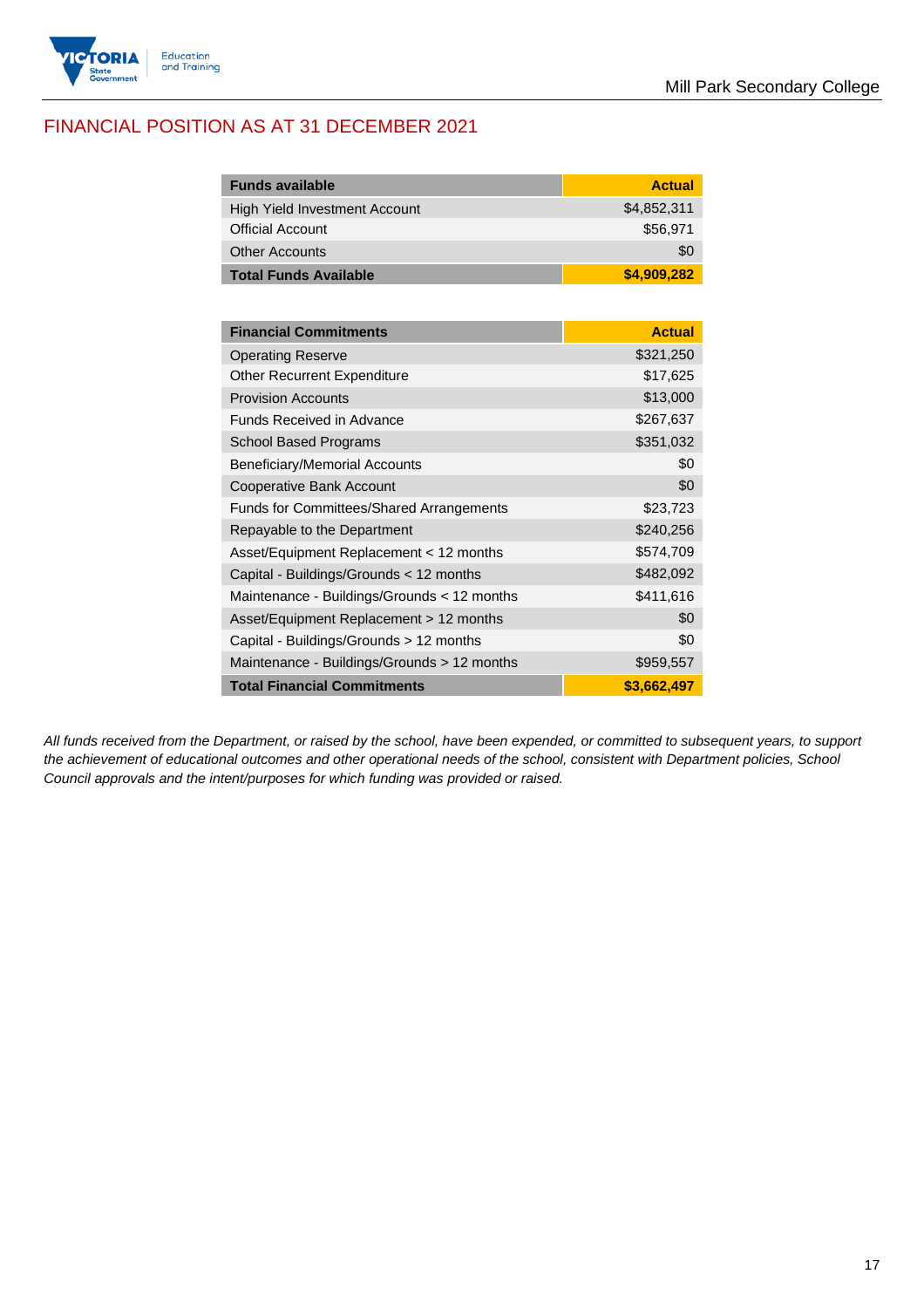# FINANCIAL POSITION AS AT 31 DECEMBER 2021

| Funds available | Actual |
|---|---|
| High Yield Investment Account | $4,852,311 |
| Official Account | $56,971 |
| Other Accounts | $0 |
| **Total Funds Available** | **$4,909,282** |

| Financial Commitments | Actual |
|---|---|
| Operating Reserve | $321,250 |
| Other Recurrent Expenditure | $17,625 |
| Provision Accounts | $13,000 |
| Funds Received in Advance | $267,637 |
| School Based Programs | $351,032 |
| Beneficiary/Memorial Accounts | $0 |
| Cooperative Bank Account | $0 |
| Funds for Committees/Shared Arrangements | $23,723 |
| Repayable to the Department | $240,256 |
| Asset/Equipment Replacement < 12 months | $574,709 |
| Capital - Buildings/Grounds < 12 months | $482,092 |
| Maintenance - Buildings/Grounds < 12 months | $411,616 |
| Asset/Equipment Replacement > 12 months | $0 |
| Capital - Buildings/Grounds > 12 months | $0 |
| Maintenance - Buildings/Grounds > 12 months | $959,557 |
| **Total Financial Commitments** | **$3,662,497** |

*All funds received from the Department, or raised by the school, have been expended, or committed to subsequent years, to support the achievement of educational outcomes and other operational needs of the school, consistent with Department policies, School Council approvals and the intent/purposes for which funding was provided or raised.*